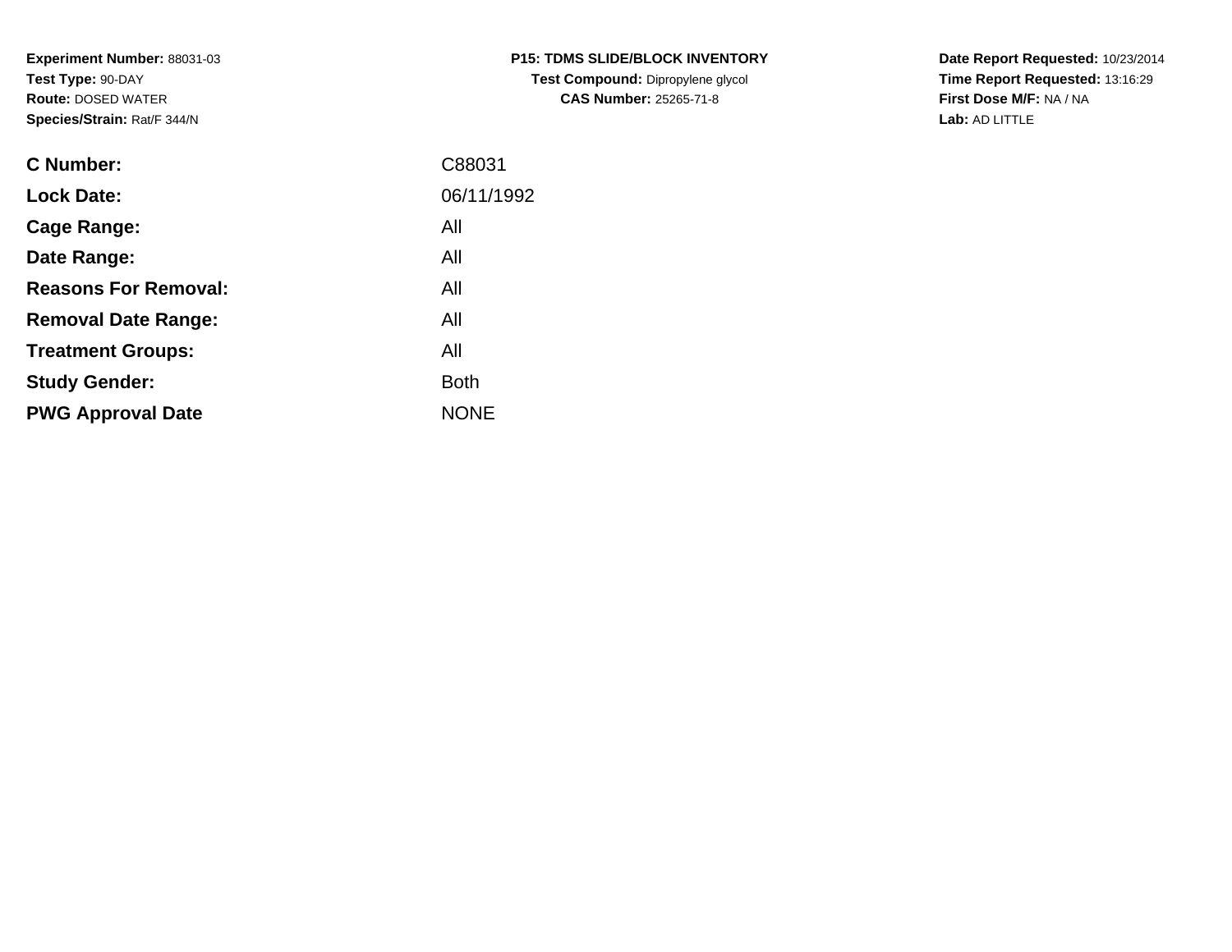**Experiment Number:** 88031-03
**Test Type:** 90-DAY
**Route:** DOSED WATER
**Species/Strain:** Rat/F 344/N

**P15: TDMS SLIDE/BLOCK INVENTORY**
**Test Compound:** Dipropylene glycol
**CAS Number:** 25265-71-8

**Date Report Requested:** 10/23/2014
**Time Report Requested:** 13:16:29
**First Dose M/F:** NA / NA
**Lab:** AD LITTLE

| | |
|---|---|
| **C Number:** | C88031 |
| **Lock Date:** | 06/11/1992 |
| **Cage Range:** | All |
| **Date Range:** | All |
| **Reasons For Removal:** | All |
| **Removal Date Range:** | All |
| **Treatment Groups:** | All |
| **Study Gender:** | Both |
| **PWG Approval Date** | NONE |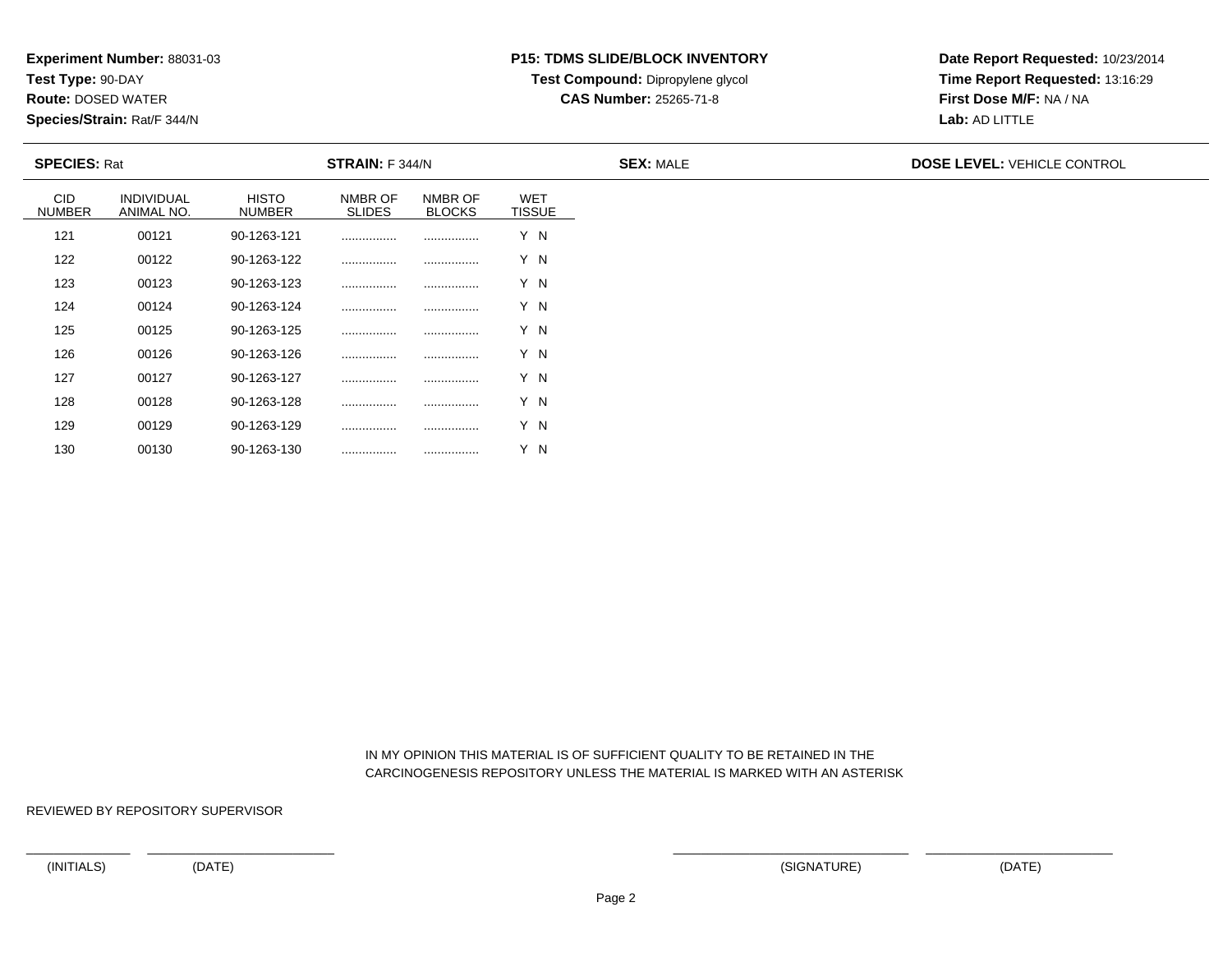**Experiment Number:** 88031-03
**Test Type:** 90-DAY
**Route:** DOSED WATER
**Species/Strain:** Rat/F 344/N

**P15: TDMS SLIDE/BLOCK INVENTORY**
**Test Compound:** Dipropylene glycol
**CAS Number:** 25265-71-8

**Date Report Requested:** 10/23/2014
**Time Report Requested:** 13:16:29
**First Dose M/F:** NA / NA
**Lab:** AD LITTLE

**SPECIES:** Rat **STRAIN:** F 344/N **SEX:** MALE **DOSE LEVEL:** VEHICLE CONTROL

| CID NUMBER | INDIVIDUAL ANIMAL NO. | HISTO NUMBER | NMBR OF SLIDES | NMBR OF BLOCKS | WET TISSUE |
|---|---|---|---|---|---|
| 121 | 00121 | 90-1263-121 | ................ | ................ | Y N |
| 122 | 00122 | 90-1263-122 | ................ | ................ | Y N |
| 123 | 00123 | 90-1263-123 | ................ | ................ | Y N |
| 124 | 00124 | 90-1263-124 | ................ | ................ | Y N |
| 125 | 00125 | 90-1263-125 | ................ | ................ | Y N |
| 126 | 00126 | 90-1263-126 | ................ | ................ | Y N |
| 127 | 00127 | 90-1263-127 | ................ | ................ | Y N |
| 128 | 00128 | 90-1263-128 | ................ | ................ | Y N |
| 129 | 00129 | 90-1263-129 | ................ | ................ | Y N |
| 130 | 00130 | 90-1263-130 | ................ | ................ | Y N |

IN MY OPINION THIS MATERIAL IS OF SUFFICIENT QUALITY TO BE RETAINED IN THE CARCINOGENESIS REPOSITORY UNLESS THE MATERIAL IS MARKED WITH AN ASTERISK

REVIEWED BY REPOSITORY SUPERVISOR

(INITIALS) (DATE) (SIGNATURE) (DATE)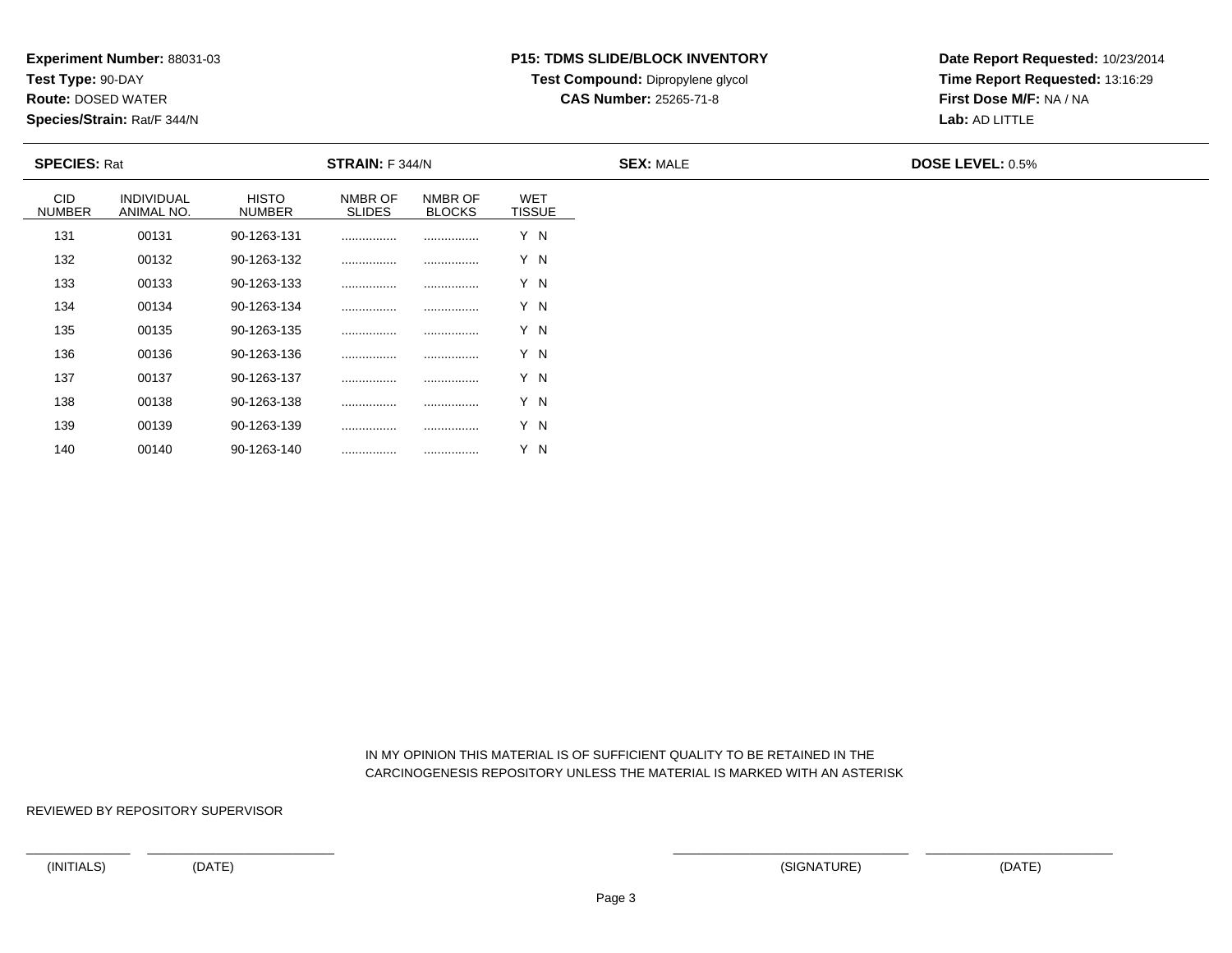**Experiment Number:** 88031-03
**Test Type:** 90-DAY
**Route:** DOSED WATER
**Species/Strain:** Rat/F 344/N

**P15: TDMS SLIDE/BLOCK INVENTORY**
**Test Compound:** Dipropylene glycol
**CAS Number:** 25265-71-8

**Date Report Requested:** 10/23/2014
**Time Report Requested:** 13:16:29
**First Dose M/F:** NA / NA
**Lab:** AD LITTLE

**SPECIES:** Rat **STRAIN:** F 344/N **SEX:** MALE **DOSE LEVEL:** 0.5%

| CID NUMBER | INDIVIDUAL ANIMAL NO. | HISTO NUMBER | NMBR OF SLIDES | NMBR OF BLOCKS | WET TISSUE |
|---|---|---|---|---|---|
| 131 | 00131 | 90-1263-131 | ................ | ................ | Y N |
| 132 | 00132 | 90-1263-132 | ................ | ................ | Y N |
| 133 | 00133 | 90-1263-133 | ................ | ................ | Y N |
| 134 | 00134 | 90-1263-134 | ................ | ................ | Y N |
| 135 | 00135 | 90-1263-135 | ................ | ................ | Y N |
| 136 | 00136 | 90-1263-136 | ................ | ................ | Y N |
| 137 | 00137 | 90-1263-137 | ................ | ................ | Y N |
| 138 | 00138 | 90-1263-138 | ................ | ................ | Y N |
| 139 | 00139 | 90-1263-139 | ................ | ................ | Y N |
| 140 | 00140 | 90-1263-140 | ................ | ................ | Y N |

IN MY OPINION THIS MATERIAL IS OF SUFFICIENT QUALITY TO BE RETAINED IN THE CARCINOGENESIS REPOSITORY UNLESS THE MATERIAL IS MARKED WITH AN ASTERISK

REVIEWED BY REPOSITORY SUPERVISOR

(INITIALS) (DATE) (SIGNATURE) (DATE)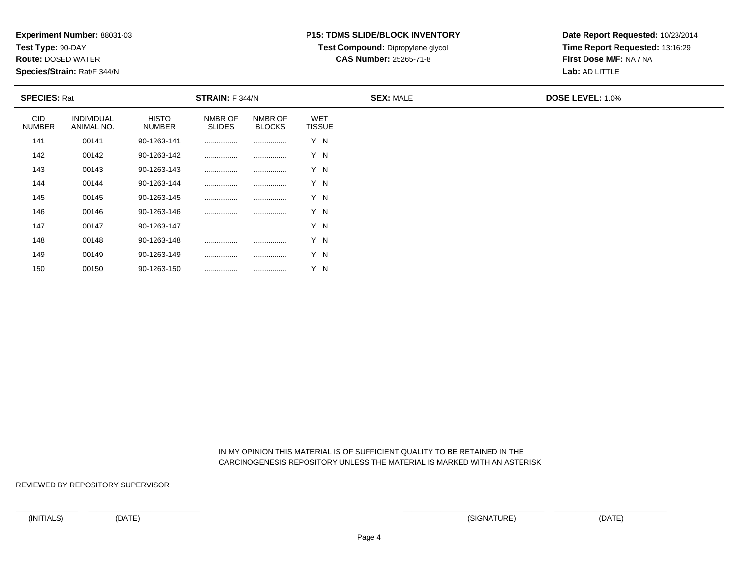**Experiment Number:** 88031-03
**Test Type:** 90-DAY
**Route:** DOSED WATER
**Species/Strain:** Rat/F 344/N

**P15: TDMS SLIDE/BLOCK INVENTORY**
**Test Compound:** Dipropylene glycol
**CAS Number:** 25265-71-8

**Date Report Requested:** 10/23/2014
**Time Report Requested:** 13:16:29
**First Dose M/F:** NA / NA
**Lab:** AD LITTLE

**SPECIES:** Rat **STRAIN:** F 344/N **SEX:** MALE **DOSE LEVEL:** 1.0%

| CID NUMBER | INDIVIDUAL ANIMAL NO. | HISTO NUMBER | NMBR OF SLIDES | NMBR OF BLOCKS | WET TISSUE |
|---|---|---|---|---|---|
| 141 | 00141 | 90-1263-141 | ................ | ................ | Y N |
| 142 | 00142 | 90-1263-142 | ................ | ................ | Y N |
| 143 | 00143 | 90-1263-143 | ................ | ................ | Y N |
| 144 | 00144 | 90-1263-144 | ................ | ................ | Y N |
| 145 | 00145 | 90-1263-145 | ................ | ................ | Y N |
| 146 | 00146 | 90-1263-146 | ................ | ................ | Y N |
| 147 | 00147 | 90-1263-147 | ................ | ................ | Y N |
| 148 | 00148 | 90-1263-148 | ................ | ................ | Y N |
| 149 | 00149 | 90-1263-149 | ................ | ................ | Y N |
| 150 | 00150 | 90-1263-150 | ................ | ................ | Y N |

IN MY OPINION THIS MATERIAL IS OF SUFFICIENT QUALITY TO BE RETAINED IN THE CARCINOGENESIS REPOSITORY UNLESS THE MATERIAL IS MARKED WITH AN ASTERISK

REVIEWED BY REPOSITORY SUPERVISOR

(INITIALS) (DATE) (SIGNATURE) (DATE)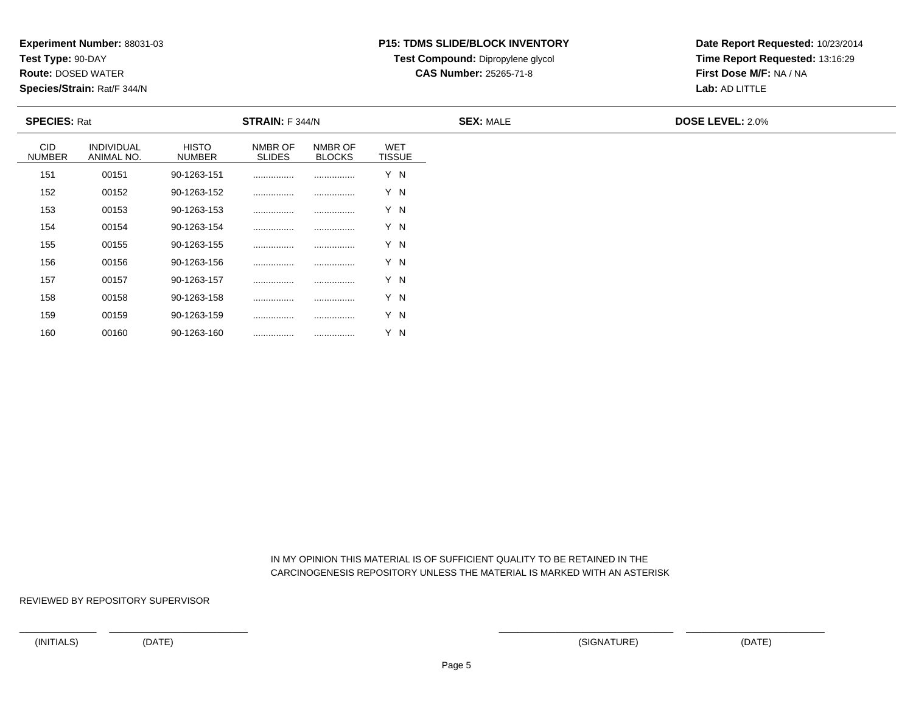**Experiment Number:** 88031-03
**Test Type:** 90-DAY
**Route:** DOSED WATER
**Species/Strain:** Rat/F 344/N

**P15: TDMS SLIDE/BLOCK INVENTORY**
**Test Compound:** Dipropylene glycol
**CAS Number:** 25265-71-8

**Date Report Requested:** 10/23/2014
**Time Report Requested:** 13:16:29
**First Dose M/F:** NA / NA
**Lab:** AD LITTLE

**SPECIES:** Rat | **STRAIN:** F 344/N | **SEX:** MALE | **DOSE LEVEL:** 2.0%

| CID NUMBER | INDIVIDUAL ANIMAL NO. | HISTO NUMBER | NMBR OF SLIDES | NMBR OF BLOCKS | WET TISSUE |
|---|---|---|---|---|---|
| 151 | 00151 | 90-1263-151 | ................ | ................ | Y N |
| 152 | 00152 | 90-1263-152 | ................ | ................ | Y N |
| 153 | 00153 | 90-1263-153 | ................ | ................ | Y N |
| 154 | 00154 | 90-1263-154 | ................ | ................ | Y N |
| 155 | 00155 | 90-1263-155 | ................ | ................ | Y N |
| 156 | 00156 | 90-1263-156 | ................ | ................ | Y N |
| 157 | 00157 | 90-1263-157 | ................ | ................ | Y N |
| 158 | 00158 | 90-1263-158 | ................ | ................ | Y N |
| 159 | 00159 | 90-1263-159 | ................ | ................ | Y N |
| 160 | 00160 | 90-1263-160 | ................ | ................ | Y N |

IN MY OPINION THIS MATERIAL IS OF SUFFICIENT QUALITY TO BE RETAINED IN THE CARCINOGENESIS REPOSITORY UNLESS THE MATERIAL IS MARKED WITH AN ASTERISK

REVIEWED BY REPOSITORY SUPERVISOR

(INITIALS) (DATE) (SIGNATURE) (DATE)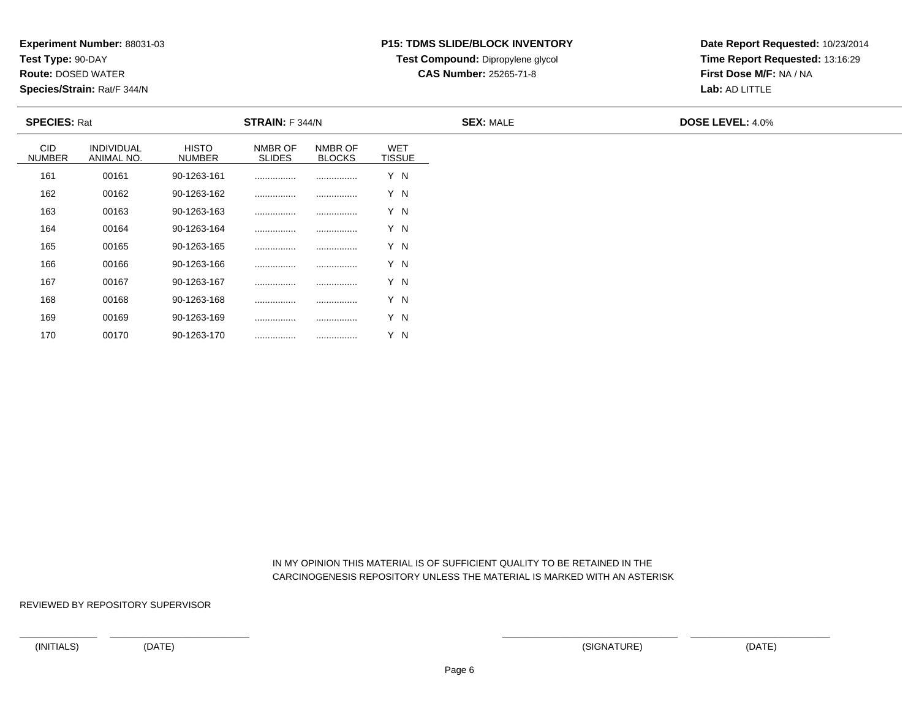**Experiment Number:** 88031-03
**Test Type:** 90-DAY
**Route:** DOSED WATER
**Species/Strain:** Rat/F 344/N

**P15: TDMS SLIDE/BLOCK INVENTORY**
**Test Compound:** Dipropylene glycol
**CAS Number:** 25265-71-8

**Date Report Requested:** 10/23/2014
**Time Report Requested:** 13:16:29
**First Dose M/F:** NA / NA
**Lab:** AD LITTLE

**SPECIES:** Rat **STRAIN:** F 344/N **SEX:** MALE **DOSE LEVEL:** 4.0%

| CID NUMBER | INDIVIDUAL ANIMAL NO. | HISTO NUMBER | NMBR OF SLIDES | NMBR OF BLOCKS | WET TISSUE |
|---|---|---|---|---|---|
| 161 | 00161 | 90-1263-161 | ................ | ................ | Y N |
| 162 | 00162 | 90-1263-162 | ................ | ................ | Y N |
| 163 | 00163 | 90-1263-163 | ................ | ................ | Y N |
| 164 | 00164 | 90-1263-164 | ................ | ................ | Y N |
| 165 | 00165 | 90-1263-165 | ................ | ................ | Y N |
| 166 | 00166 | 90-1263-166 | ................ | ................ | Y N |
| 167 | 00167 | 90-1263-167 | ................ | ................ | Y N |
| 168 | 00168 | 90-1263-168 | ................ | ................ | Y N |
| 169 | 00169 | 90-1263-169 | ................ | ................ | Y N |
| 170 | 00170 | 90-1263-170 | ................ | ................ | Y N |

IN MY OPINION THIS MATERIAL IS OF SUFFICIENT QUALITY TO BE RETAINED IN THE CARCINOGENESIS REPOSITORY UNLESS THE MATERIAL IS MARKED WITH AN ASTERISK

REVIEWED BY REPOSITORY SUPERVISOR

(INITIALS) (DATE) (SIGNATURE) (DATE)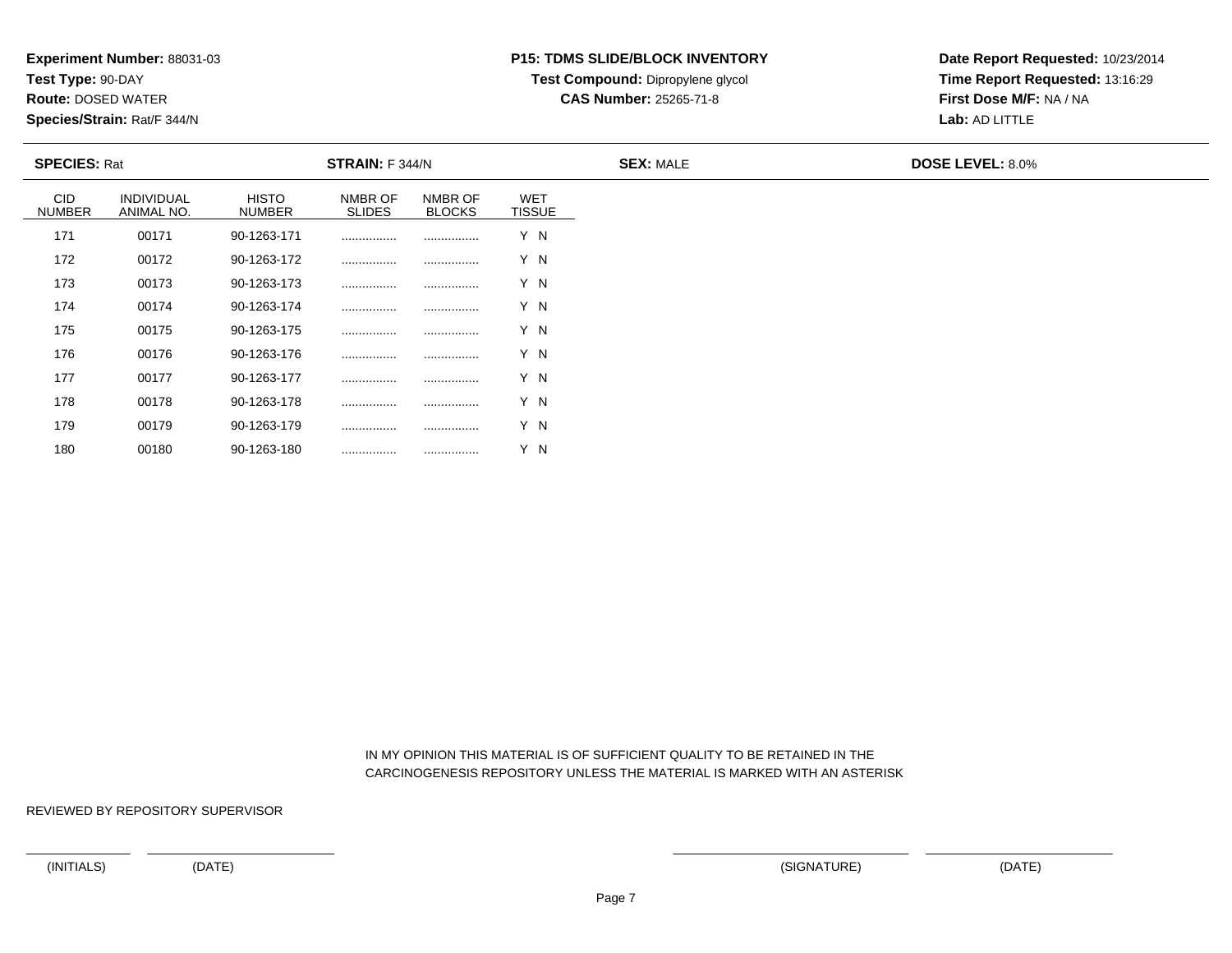**Experiment Number:** 88031-03
**Test Type:** 90-DAY
**Route:** DOSED WATER
**Species/Strain:** Rat/F 344/N

**P15: TDMS SLIDE/BLOCK INVENTORY**
**Test Compound:** Dipropylene glycol
**CAS Number:** 25265-71-8

**Date Report Requested:** 10/23/2014
**Time Report Requested:** 13:16:29
**First Dose M/F:** NA / NA
**Lab:** AD LITTLE

**SPECIES:** Rat **STRAIN:** F 344/N **SEX:** MALE **DOSE LEVEL:** 8.0%

| CID NUMBER | INDIVIDUAL ANIMAL NO. | HISTO NUMBER | NMBR OF SLIDES | NMBR OF BLOCKS | WET TISSUE |
|---|---|---|---|---|---|
| 171 | 00171 | 90-1263-171 | ................ | ................ | Y N |
| 172 | 00172 | 90-1263-172 | ................ | ................ | Y N |
| 173 | 00173 | 90-1263-173 | ................ | ................ | Y N |
| 174 | 00174 | 90-1263-174 | ................ | ................ | Y N |
| 175 | 00175 | 90-1263-175 | ................ | ................ | Y N |
| 176 | 00176 | 90-1263-176 | ................ | ................ | Y N |
| 177 | 00177 | 90-1263-177 | ................ | ................ | Y N |
| 178 | 00178 | 90-1263-178 | ................ | ................ | Y N |
| 179 | 00179 | 90-1263-179 | ................ | ................ | Y N |
| 180 | 00180 | 90-1263-180 | ................ | ................ | Y N |

IN MY OPINION THIS MATERIAL IS OF SUFFICIENT QUALITY TO BE RETAINED IN THE CARCINOGENESIS REPOSITORY UNLESS THE MATERIAL IS MARKED WITH AN ASTERISK

REVIEWED BY REPOSITORY SUPERVISOR

(INITIALS) (DATE) (SIGNATURE) (DATE)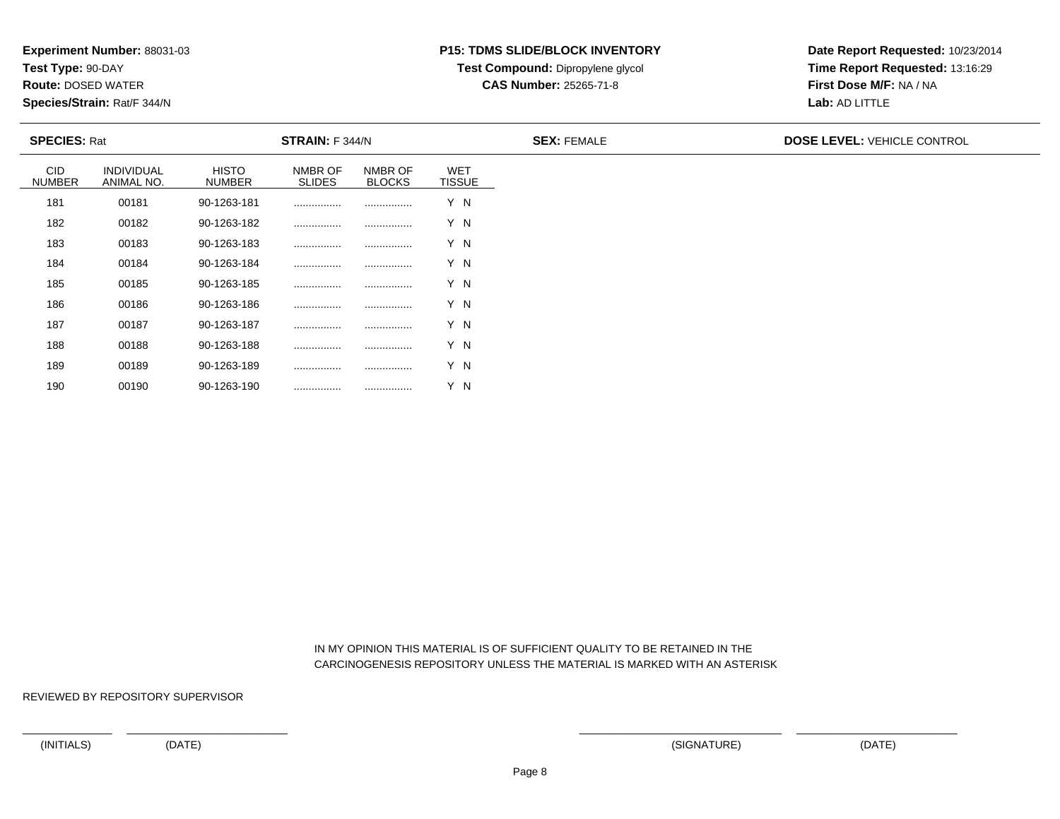**Experiment Number:** 88031-03
**Test Type:** 90-DAY
**Route:** DOSED WATER
**Species/Strain:** Rat/F 344/N

**P15: TDMS SLIDE/BLOCK INVENTORY**
**Test Compound:** Dipropylene glycol
**CAS Number:** 25265-71-8

**Date Report Requested:** 10/23/2014
**Time Report Requested:** 13:16:29
**First Dose M/F:** NA / NA
**Lab:** AD LITTLE

**SPECIES:** Rat **STRAIN:** F 344/N **SEX:** FEMALE **DOSE LEVEL:** VEHICLE CONTROL

| CID NUMBER | INDIVIDUAL ANIMAL NO. | HISTO NUMBER | NMBR OF SLIDES | NMBR OF BLOCKS | WET TISSUE |
|---|---|---|---|---|---|
| 181 | 00181 | 90-1263-181 | ................ | ................ | Y N |
| 182 | 00182 | 90-1263-182 | ................ | ................ | Y N |
| 183 | 00183 | 90-1263-183 | ................ | ................ | Y N |
| 184 | 00184 | 90-1263-184 | ................ | ................ | Y N |
| 185 | 00185 | 90-1263-185 | ................ | ................ | Y N |
| 186 | 00186 | 90-1263-186 | ................ | ................ | Y N |
| 187 | 00187 | 90-1263-187 | ................ | ................ | Y N |
| 188 | 00188 | 90-1263-188 | ................ | ................ | Y N |
| 189 | 00189 | 90-1263-189 | ................ | ................ | Y N |
| 190 | 00190 | 90-1263-190 | ................ | ................ | Y N |

IN MY OPINION THIS MATERIAL IS OF SUFFICIENT QUALITY TO BE RETAINED IN THE CARCINOGENESIS REPOSITORY UNLESS THE MATERIAL IS MARKED WITH AN ASTERISK

REVIEWED BY REPOSITORY SUPERVISOR

(INITIALS) (DATE) (SIGNATURE) (DATE)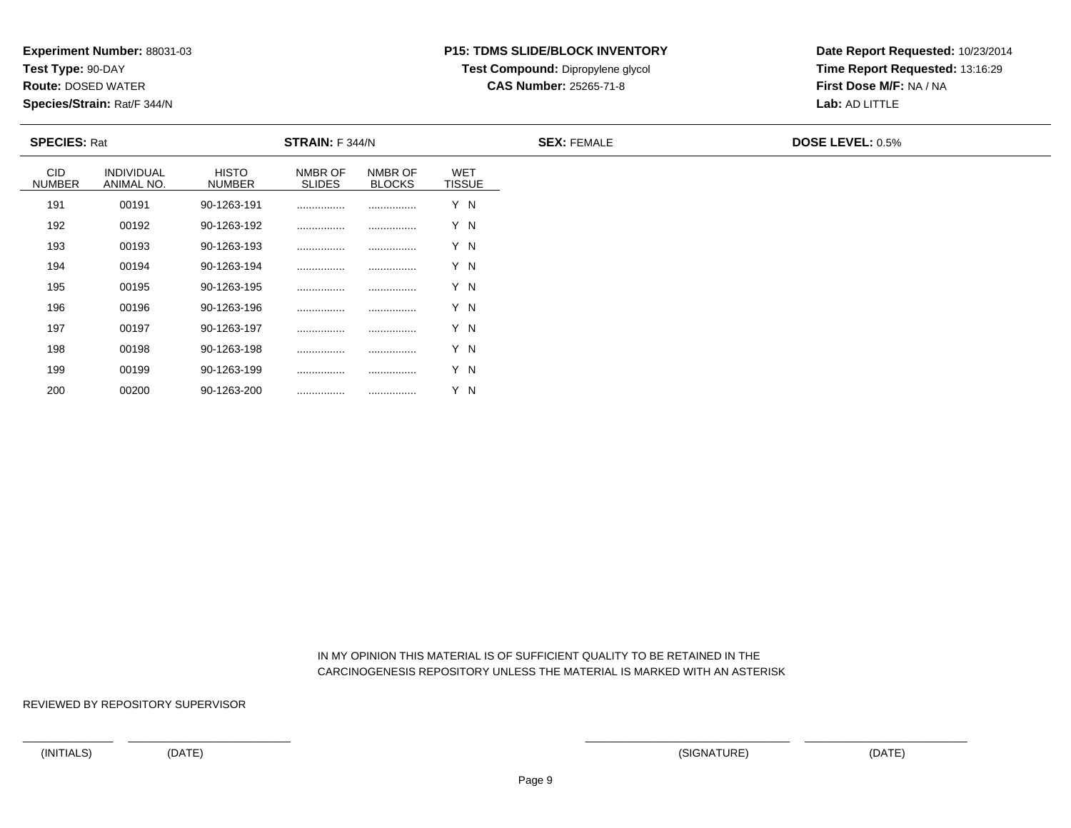**Experiment Number:** 88031-03
**Test Type:** 90-DAY
**Route:** DOSED WATER
**Species/Strain:** Rat/F 344/N

**P15: TDMS SLIDE/BLOCK INVENTORY**
**Test Compound:** Dipropylene glycol
**CAS Number:** 25265-71-8

**Date Report Requested:** 10/23/2014
**Time Report Requested:** 13:16:29
**First Dose M/F:** NA / NA
**Lab:** AD LITTLE

**SPECIES:** Rat **STRAIN:** F 344/N **SEX:** FEMALE **DOSE LEVEL:** 0.5%

| CID NUMBER | INDIVIDUAL ANIMAL NO. | HISTO NUMBER | NMBR OF SLIDES | NMBR OF BLOCKS | WET TISSUE |
|---|---|---|---|---|---|
| 191 | 00191 | 90-1263-191 | ................ | ................ | Y N |
| 192 | 00192 | 90-1263-192 | ................ | ................ | Y N |
| 193 | 00193 | 90-1263-193 | ................ | ................ | Y N |
| 194 | 00194 | 90-1263-194 | ................ | ................ | Y N |
| 195 | 00195 | 90-1263-195 | ................ | ................ | Y N |
| 196 | 00196 | 90-1263-196 | ................ | ................ | Y N |
| 197 | 00197 | 90-1263-197 | ................ | ................ | Y N |
| 198 | 00198 | 90-1263-198 | ................ | ................ | Y N |
| 199 | 00199 | 90-1263-199 | ................ | ................ | Y N |
| 200 | 00200 | 90-1263-200 | ................ | ................ | Y N |

IN MY OPINION THIS MATERIAL IS OF SUFFICIENT QUALITY TO BE RETAINED IN THE CARCINOGENESIS REPOSITORY UNLESS THE MATERIAL IS MARKED WITH AN ASTERISK

REVIEWED BY REPOSITORY SUPERVISOR

(INITIALS) (DATE) (SIGNATURE) (DATE)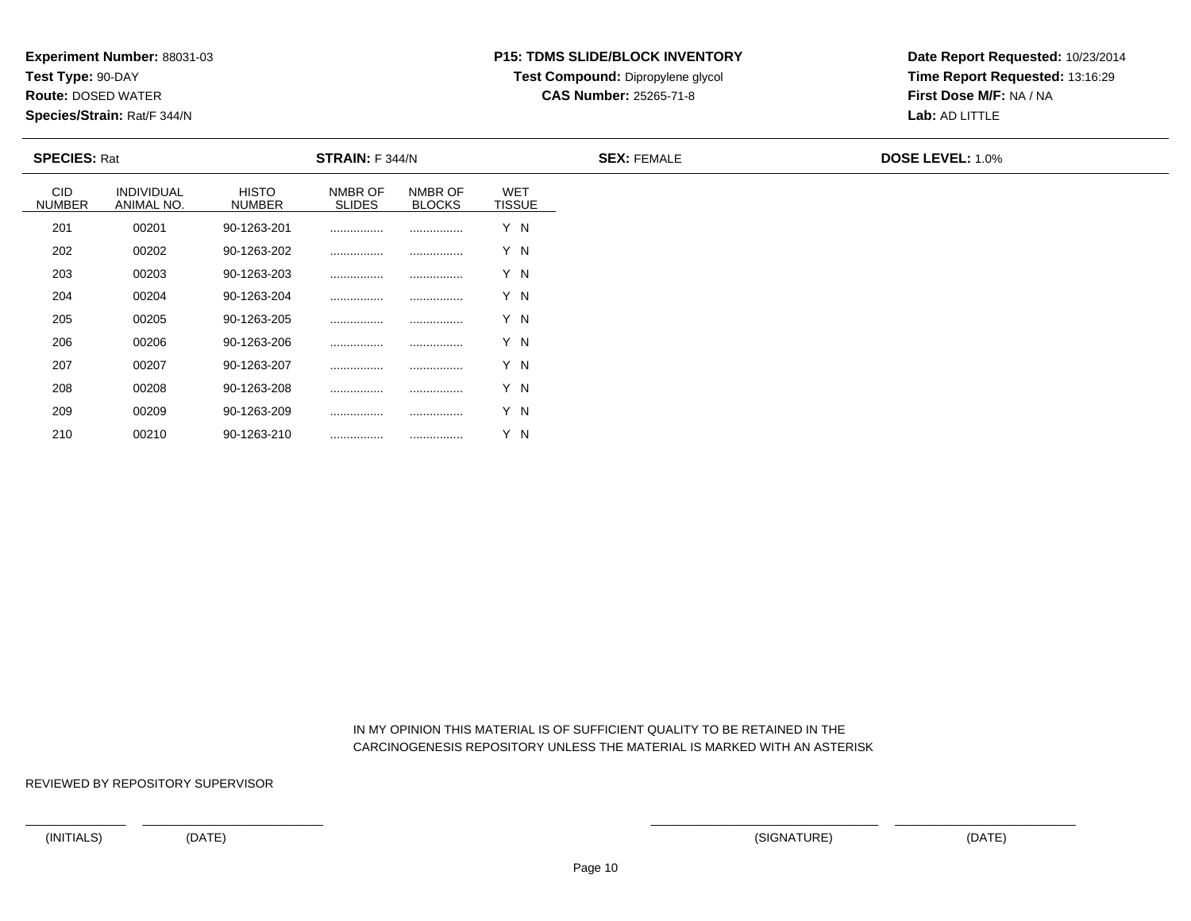**Experiment Number:** 88031-03
**Test Type:** 90-DAY
**Route:** DOSED WATER
**Species/Strain:** Rat/F 344/N

**P15: TDMS SLIDE/BLOCK INVENTORY**
**Test Compound:** Dipropylene glycol
**CAS Number:** 25265-71-8

**Date Report Requested:** 10/23/2014
**Time Report Requested:** 13:16:29
**First Dose M/F:** NA / NA
**Lab:** AD LITTLE

**SPECIES:** Rat | **STRAIN:** F 344/N | **SEX:** FEMALE | **DOSE LEVEL:** 1.0%

| CID NUMBER | INDIVIDUAL ANIMAL NO. | HISTO NUMBER | NMBR OF SLIDES | NMBR OF BLOCKS | WET TISSUE |
|---|---|---|---|---|---|
| 201 | 00201 | 90-1263-201 | ................ | ................ | Y N |
| 202 | 00202 | 90-1263-202 | ................ | ................ | Y N |
| 203 | 00203 | 90-1263-203 | ................ | ................ | Y N |
| 204 | 00204 | 90-1263-204 | ................ | ................ | Y N |
| 205 | 00205 | 90-1263-205 | ................ | ................ | Y N |
| 206 | 00206 | 90-1263-206 | ................ | ................ | Y N |
| 207 | 00207 | 90-1263-207 | ................ | ................ | Y N |
| 208 | 00208 | 90-1263-208 | ................ | ................ | Y N |
| 209 | 00209 | 90-1263-209 | ................ | ................ | Y N |
| 210 | 00210 | 90-1263-210 | ................ | ................ | Y N |

IN MY OPINION THIS MATERIAL IS OF SUFFICIENT QUALITY TO BE RETAINED IN THE CARCINOGENESIS REPOSITORY UNLESS THE MATERIAL IS MARKED WITH AN ASTERISK

REVIEWED BY REPOSITORY SUPERVISOR

(INITIALS) (DATE) (SIGNATURE) (DATE)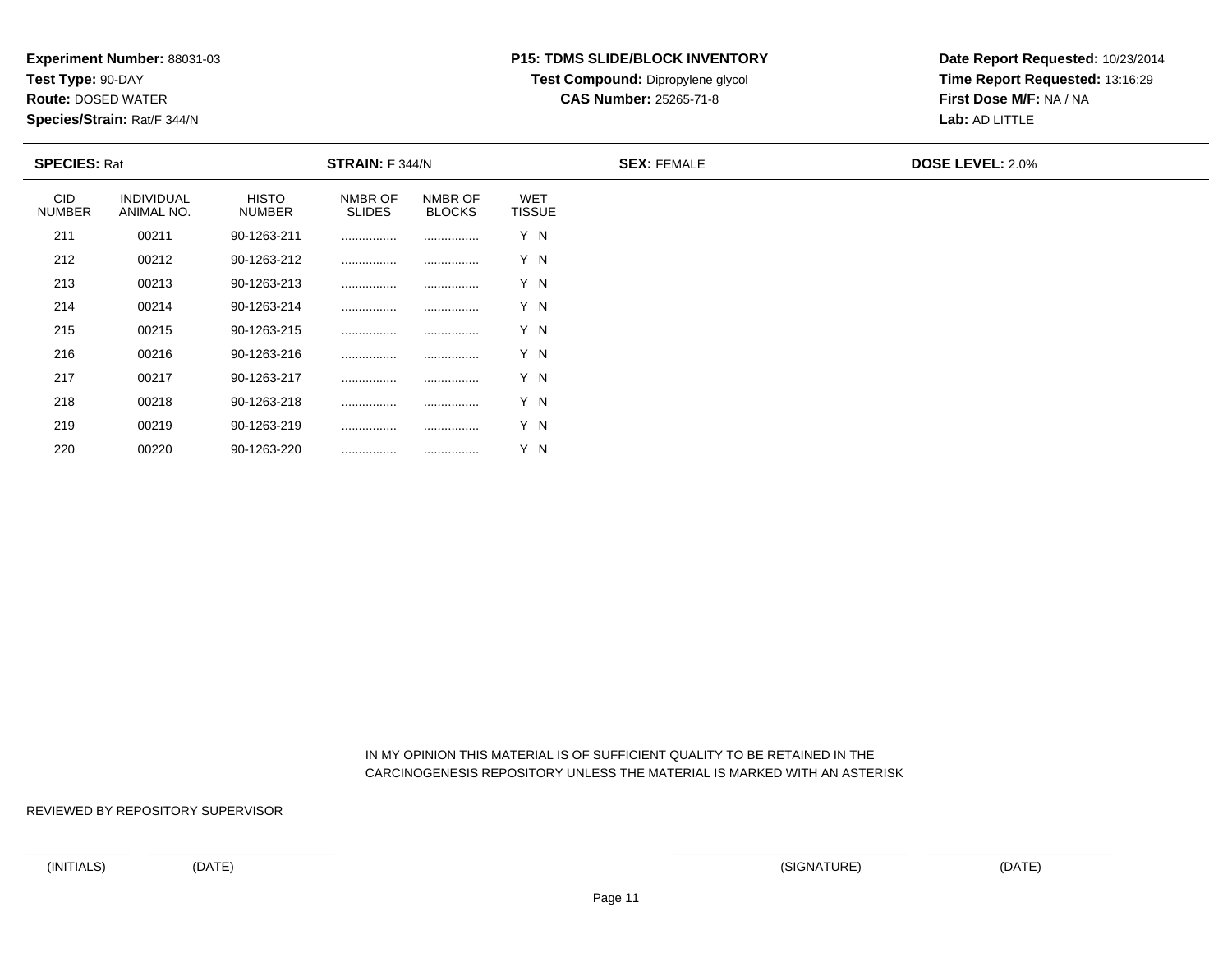**Experiment Number:** 88031-03
**Test Type:** 90-DAY
**Route:** DOSED WATER
**Species/Strain:** Rat/F 344/N

**P15: TDMS SLIDE/BLOCK INVENTORY**
**Test Compound:** Dipropylene glycol
**CAS Number:** 25265-71-8

**Date Report Requested:** 10/23/2014
**Time Report Requested:** 13:16:29
**First Dose M/F:** NA / NA
**Lab:** AD LITTLE

| **SPECIES:** Rat | **STRAIN:** F 344/N | **SEX:** FEMALE | **DOSE LEVEL:** 2.0% |
|---|---|---|---|

| CID NUMBER | INDIVIDUAL ANIMAL NO. | HISTO NUMBER | NMBR OF SLIDES | NMBR OF BLOCKS | WET TISSUE |
|---|---|---|---|---|---|
| 211 | 00211 | 90-1263-211 | ................ | ................ | Y N |
| 212 | 00212 | 90-1263-212 | ................ | ................ | Y N |
| 213 | 00213 | 90-1263-213 | ................ | ................ | Y N |
| 214 | 00214 | 90-1263-214 | ................ | ................ | Y N |
| 215 | 00215 | 90-1263-215 | ................ | ................ | Y N |
| 216 | 00216 | 90-1263-216 | ................ | ................ | Y N |
| 217 | 00217 | 90-1263-217 | ................ | ................ | Y N |
| 218 | 00218 | 90-1263-218 | ................ | ................ | Y N |
| 219 | 00219 | 90-1263-219 | ................ | ................ | Y N |
| 220 | 00220 | 90-1263-220 | ................ | ................ | Y N |

IN MY OPINION THIS MATERIAL IS OF SUFFICIENT QUALITY TO BE RETAINED IN THE CARCINOGENESIS REPOSITORY UNLESS THE MATERIAL IS MARKED WITH AN ASTERISK

REVIEWED BY REPOSITORY SUPERVISOR

(INITIALS) (DATE) (SIGNATURE) (DATE)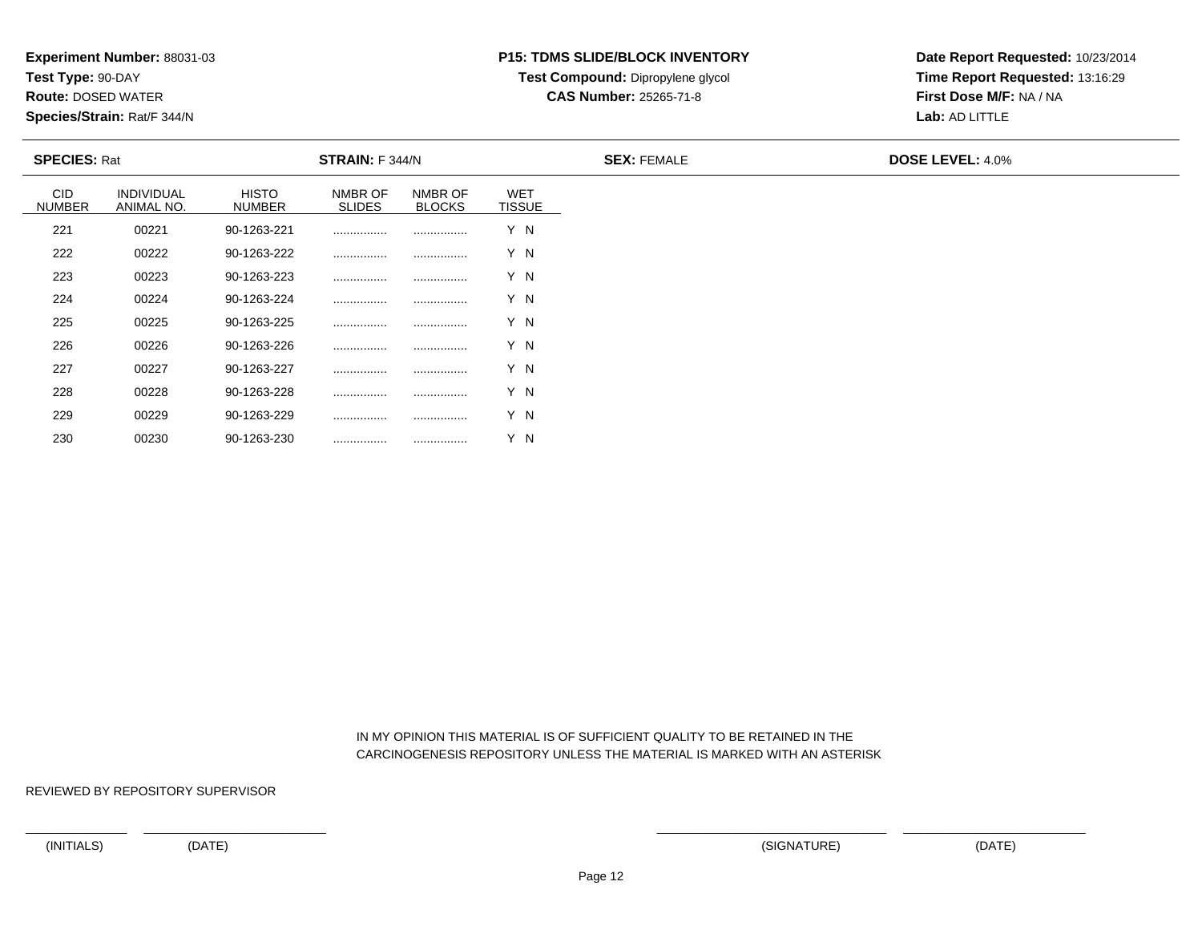**Experiment Number:** 88031-03
**Test Type:** 90-DAY
**Route:** DOSED WATER
**Species/Strain:** Rat/F 344/N

**P15: TDMS SLIDE/BLOCK INVENTORY**
**Test Compound:** Dipropylene glycol
**CAS Number:** 25265-71-8

**Date Report Requested:** 10/23/2014
**Time Report Requested:** 13:16:29
**First Dose M/F:** NA / NA
**Lab:** AD LITTLE

**SPECIES:** Rat **STRAIN:** F 344/N **SEX:** FEMALE **DOSE LEVEL:** 4.0%

| CID NUMBER | INDIVIDUAL ANIMAL NO. | HISTO NUMBER | NMBR OF SLIDES | NMBR OF BLOCKS | WET TISSUE |
|---|---|---|---|---|---|
| 221 | 00221 | 90-1263-221 | ................ | ................ | Y N |
| 222 | 00222 | 90-1263-222 | ................ | ................ | Y N |
| 223 | 00223 | 90-1263-223 | ................ | ................ | Y N |
| 224 | 00224 | 90-1263-224 | ................ | ................ | Y N |
| 225 | 00225 | 90-1263-225 | ................ | ................ | Y N |
| 226 | 00226 | 90-1263-226 | ................ | ................ | Y N |
| 227 | 00227 | 90-1263-227 | ................ | ................ | Y N |
| 228 | 00228 | 90-1263-228 | ................ | ................ | Y N |
| 229 | 00229 | 90-1263-229 | ................ | ................ | Y N |
| 230 | 00230 | 90-1263-230 | ................ | ................ | Y N |

IN MY OPINION THIS MATERIAL IS OF SUFFICIENT QUALITY TO BE RETAINED IN THE CARCINOGENESIS REPOSITORY UNLESS THE MATERIAL IS MARKED WITH AN ASTERISK

REVIEWED BY REPOSITORY SUPERVISOR

(INITIALS) (DATE) (SIGNATURE) (DATE)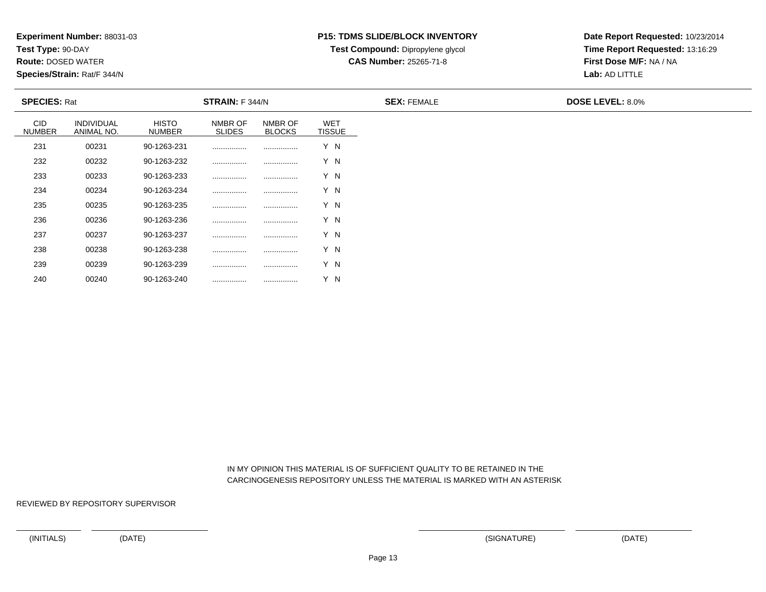**Experiment Number:** 88031-03
**Test Type:** 90-DAY
**Route:** DOSED WATER
**Species/Strain:** Rat/F 344/N

**P15: TDMS SLIDE/BLOCK INVENTORY**
**Test Compound:** Dipropylene glycol
**CAS Number:** 25265-71-8

**Date Report Requested:** 10/23/2014
**Time Report Requested:** 13:16:29
**First Dose M/F:** NA / NA
**Lab:** AD LITTLE

**SPECIES:** Rat **STRAIN:** F 344/N **SEX:** FEMALE **DOSE LEVEL:** 8.0%

| CID NUMBER | INDIVIDUAL ANIMAL NO. | HISTO NUMBER | NMBR OF SLIDES | NMBR OF BLOCKS | WET TISSUE |
|---|---|---|---|---|---|
| 231 | 00231 | 90-1263-231 | ................ | ................ | Y N |
| 232 | 00232 | 90-1263-232 | ................ | ................ | Y N |
| 233 | 00233 | 90-1263-233 | ................ | ................ | Y N |
| 234 | 00234 | 90-1263-234 | ................ | ................ | Y N |
| 235 | 00235 | 90-1263-235 | ................ | ................ | Y N |
| 236 | 00236 | 90-1263-236 | ................ | ................ | Y N |
| 237 | 00237 | 90-1263-237 | ................ | ................ | Y N |
| 238 | 00238 | 90-1263-238 | ................ | ................ | Y N |
| 239 | 00239 | 90-1263-239 | ................ | ................ | Y N |
| 240 | 00240 | 90-1263-240 | ................ | ................ | Y N |

IN MY OPINION THIS MATERIAL IS OF SUFFICIENT QUALITY TO BE RETAINED IN THE CARCINOGENESIS REPOSITORY UNLESS THE MATERIAL IS MARKED WITH AN ASTERISK

REVIEWED BY REPOSITORY SUPERVISOR

(INITIALS) (DATE) (SIGNATURE) (DATE)